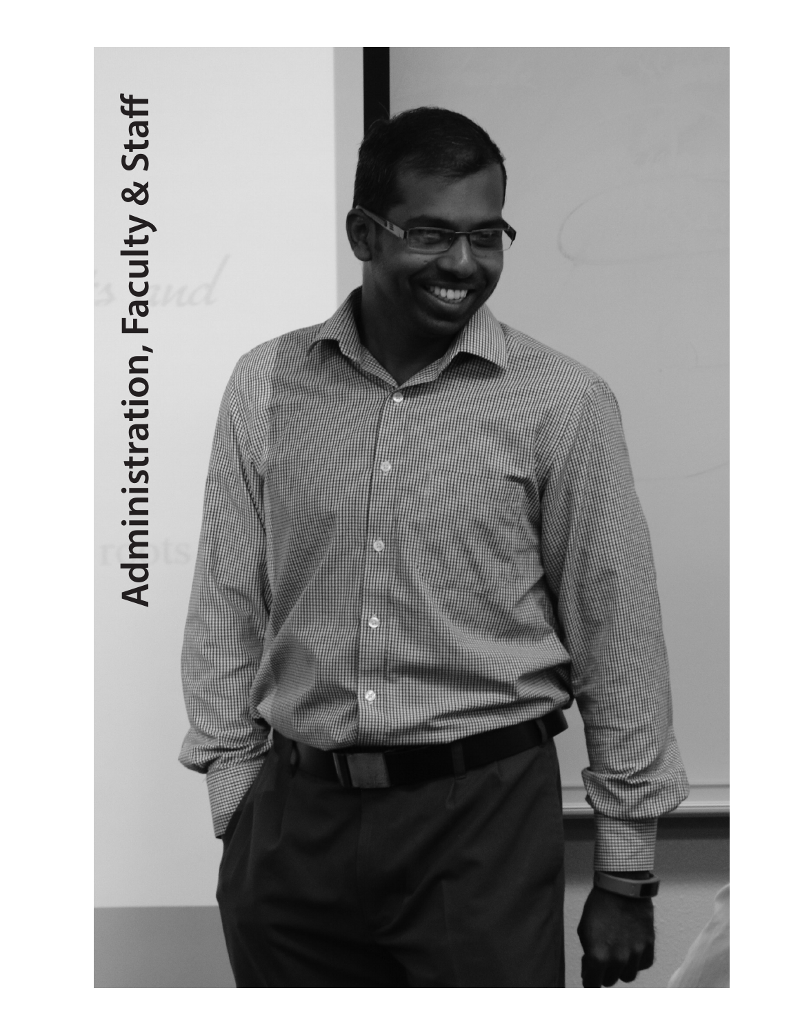# Administration, Faculty & Staff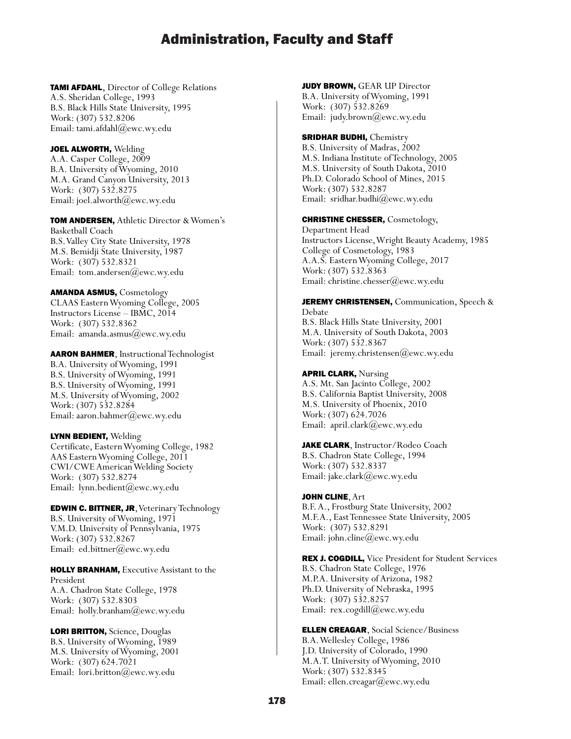# Administration, Faculty and Staff

**TAMI AFDAHL**, Director of College Relations
A.S. Sheridan College, 1993
B.S. Black Hills State University, 1995
Work: (307) 532.8206
Email: tami.afdahl@ewc.wy.edu

**JOEL ALWORTH,** Welding
A.A. Casper College, 2009
B.A. University of Wyoming, 2010
M.A. Grand Canyon University, 2013
Work: (307) 532.8275
Email: joel.alworth@ewc.wy.edu

**TOM ANDERSEN,** Athletic Director & Women's Basketball Coach
B.S. Valley City State University, 1978
M.S. Bemidji State University, 1987
Work: (307) 532.8321
Email: tom.andersen@ewc.wy.edu

**AMANDA ASMUS,** Cosmetology
CLAAS Eastern Wyoming College, 2005
Instructors License – IBMC, 2014
Work: (307) 532.8362
Email: amanda.asmus@ewc.wy.edu

**AARON BAHMER**, Instructional Technologist
B.A. University of Wyoming, 1991
B.S. University of Wyoming, 1991
B.S. University of Wyoming, 1991
M.S. University of Wyoming, 2002
Work: (307) 532.8284
Email: aaron.bahmer@ewc.wy.edu

**LYNN BEDIENT,** Welding
Certificate, Eastern Wyoming College, 1982
AAS Eastern Wyoming College, 2011
CWI/CWE American Welding Society
Work: (307) 532.8274
Email: lynn.bedient@ewc.wy.edu

**EDWIN C. BITTNER, JR**, Veterinary Technology
B.S. University of Wyoming, 1971
V.M.D. University of Pennsylvania, 1975
Work: (307) 532.8267
Email: ed.bittner@ewc.wy.edu

**HOLLY BRANHAM,** Executive Assistant to the President
A.A. Chadron State College, 1978
Work: (307) 532.8303
Email: holly.branham@ewc.wy.edu

**LORI BRITTON,** Science, Douglas
B.S. University of Wyoming, 1989
M.S. University of Wyoming, 2001
Work: (307) 624.7021
Email: lori.britton@ewc.wy.edu

**JUDY BROWN,** GEAR UP Director
B.A. University of Wyoming, 1991
Work: (307) 532.8269
Email: judy.brown@ewc.wy.edu

**SRIDHAR BUDHI,** Chemistry
B.S. University of Madras, 2002
M.S. Indiana Institute of Technology, 2005
M.S. University of South Dakota, 2010
Ph.D. Colorado School of Mines, 2015
Work: (307) 532.8287
Email: sridhar.budhi@ewc.wy.edu

**CHRISTINE CHESSER,** Cosmetology, Department Head
Instructors License, Wright Beauty Academy, 1985
College of Cosmetology, 1983
A.A.S. Eastern Wyoming College, 2017
Work: (307) 532.8363
Email: christine.chesser@ewc.wy.edu

**JEREMY CHRISTENSEN,** Communication, Speech & Debate
B.S. Black Hills State University, 2001
M.A. University of South Dakota, 2003
Work: (307) 532.8367
Email: jeremy.christensen@ewc.wy.edu

**APRIL CLARK,** Nursing
A.S. Mt. San Jacinto College, 2002
B.S. California Baptist University, 2008
M.S. University of Phoenix, 2010
Work: (307) 624.7026
Email: april.clark@ewc.wy.edu

**JAKE CLARK**, Instructor/Rodeo Coach
B.S. Chadron State College, 1994
Work: (307) 532.8337
Email: jake.clark@ewc.wy.edu

**JOHN CLINE**, Art
B.F. A., Frostburg State University, 2002
M.F.A., East Tennessee State University, 2005
Work: (307) 532.8291
Email: john.cline@ewc.wy.edu

**REX J. COGDILL,** Vice President for Student Services
B.S. Chadron State College, 1976
M.P.A. University of Arizona, 1982
Ph.D. University of Nebraska, 1995
Work: (307) 532.8257
Email: rex.cogdill@ewc.wy.edu

**ELLEN CREAGAR**, Social Science/Business
B.A. Wellesley College, 1986
J.D. University of Colorado, 1990
M.A.T. University of Wyoming, 2010
Work: (307) 532.8345
Email: ellen.creagar@ewc.wy.edu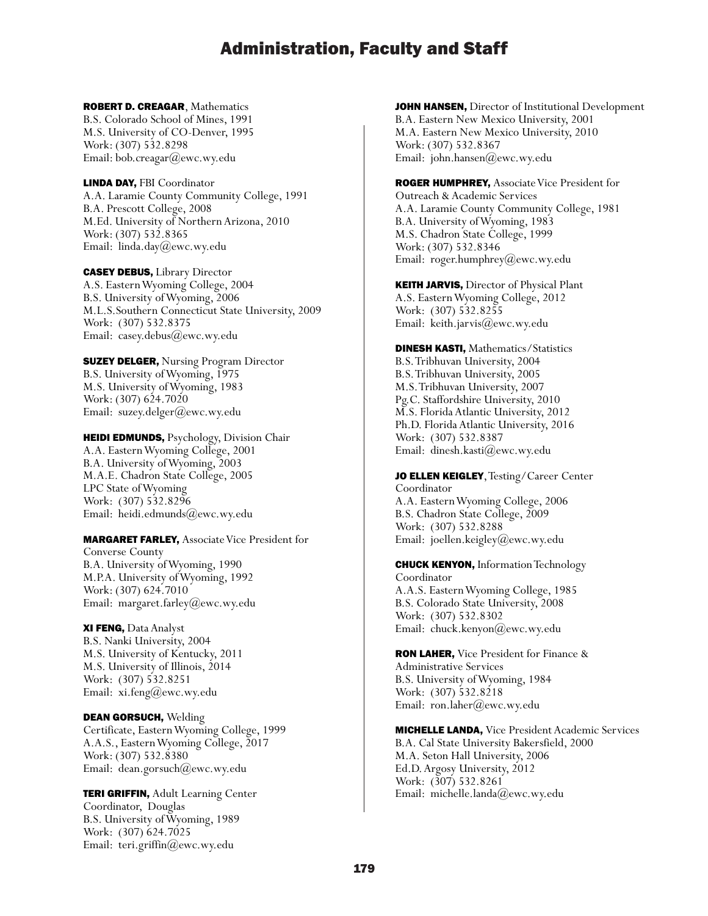# Administration, Faculty and Staff

**ROBERT D. CREAGAR**, Mathematics
B.S. Colorado School of Mines, 1991
M.S. University of CO-Denver, 1995
Work: (307) 532.8298
Email: bob.creagar@ewc.wy.edu

**LINDA DAY,** FBI Coordinator
A.A. Laramie County Community College, 1991
B.A. Prescott College, 2008
M.Ed. University of Northern Arizona, 2010
Work: (307) 532.8365
Email: linda.day@ewc.wy.edu

**CASEY DEBUS,** Library Director
A.S. Eastern Wyoming College, 2004
B.S. University of Wyoming, 2006
M.L.S. Southern Connecticut State University, 2009
Work: (307) 532.8375
Email: casey.debus@ewc.wy.edu

**SUZEY DELGER,** Nursing Program Director
B.S. University of Wyoming, 1975
M.S. University of Wyoming, 1983
Work: (307) 624.7020
Email: suzey.delger@ewc.wy.edu

**HEIDI EDMUNDS,** Psychology, Division Chair
A.A. Eastern Wyoming College, 2001
B.A. University of Wyoming, 2003
M.A.E. Chadron State College, 2005
LPC State of Wyoming
Work: (307) 532.8296
Email: heidi.edmunds@ewc.wy.edu

**MARGARET FARLEY,** Associate Vice President for Converse County
B.A. University of Wyoming, 1990
M.P.A. University of Wyoming, 1992
Work: (307) 624.7010
Email: margaret.farley@ewc.wy.edu

**XI FENG,** Data Analyst
B.S. Nanki University, 2004
M.S. University of Kentucky, 2011
M.S. University of Illinois, 2014
Work: (307) 532.8251
Email: xi.feng@ewc.wy.edu

**DEAN GORSUCH,** Welding
Certificate, Eastern Wyoming College, 1999
A.A.S., Eastern Wyoming College, 2017
Work: (307) 532.8380
Email: dean.gorsuch@ewc.wy.edu

**TERI GRIFFIN,** Adult Learning Center Coordinator, Douglas
B.S. University of Wyoming, 1989
Work: (307) 624.7025
Email: teri.griffin@ewc.wy.edu

**JOHN HANSEN,** Director of Institutional Development
B.A. Eastern New Mexico University, 2001
M.A. Eastern New Mexico University, 2010
Work: (307) 532.8367
Email: john.hansen@ewc.wy.edu

**ROGER HUMPHREY,** Associate Vice President for Outreach & Academic Services
A.A. Laramie County Community College, 1981
B.A. University of Wyoming, 1983
M.S. Chadron State College, 1999
Work: (307) 532.8346
Email: roger.humphrey@ewc.wy.edu

**KEITH JARVIS,** Director of Physical Plant
A.S. Eastern Wyoming College, 2012
Work: (307) 532.8255
Email: keith.jarvis@ewc.wy.edu

**DINESH KASTI,** Mathematics/Statistics
B.S. Tribhuvan University, 2004
B.S. Tribhuvan University, 2005
M.S. Tribhuvan University, 2007
Pg.C. Staffordshire University, 2010
M.S. Florida Atlantic University, 2012
Ph.D. Florida Atlantic University, 2016
Work: (307) 532.8387
Email: dinesh.kasti@ewc.wy.edu

**JO ELLEN KEIGLEY**, Testing/Career Center Coordinator
A.A. Eastern Wyoming College, 2006
B.S. Chadron State College, 2009
Work: (307) 532.8288
Email: joellen.keigley@ewc.wy.edu

**CHUCK KENYON,** Information Technology Coordinator
A.A.S. Eastern Wyoming College, 1985
B.S. Colorado State University, 2008
Work: (307) 532.8302
Email: chuck.kenyon@ewc.wy.edu

**RON LAHER,** Vice President for Finance & Administrative Services
B.S. University of Wyoming, 1984
Work: (307) 532.8218
Email: ron.laher@ewc.wy.edu

**MICHELLE LANDA,** Vice President Academic Services
B.A. Cal State University Bakersfield, 2000
M.A. Seton Hall University, 2006
Ed.D. Argosy University, 2012
Work: (307) 532.8261
Email: michelle.landa@ewc.wy.edu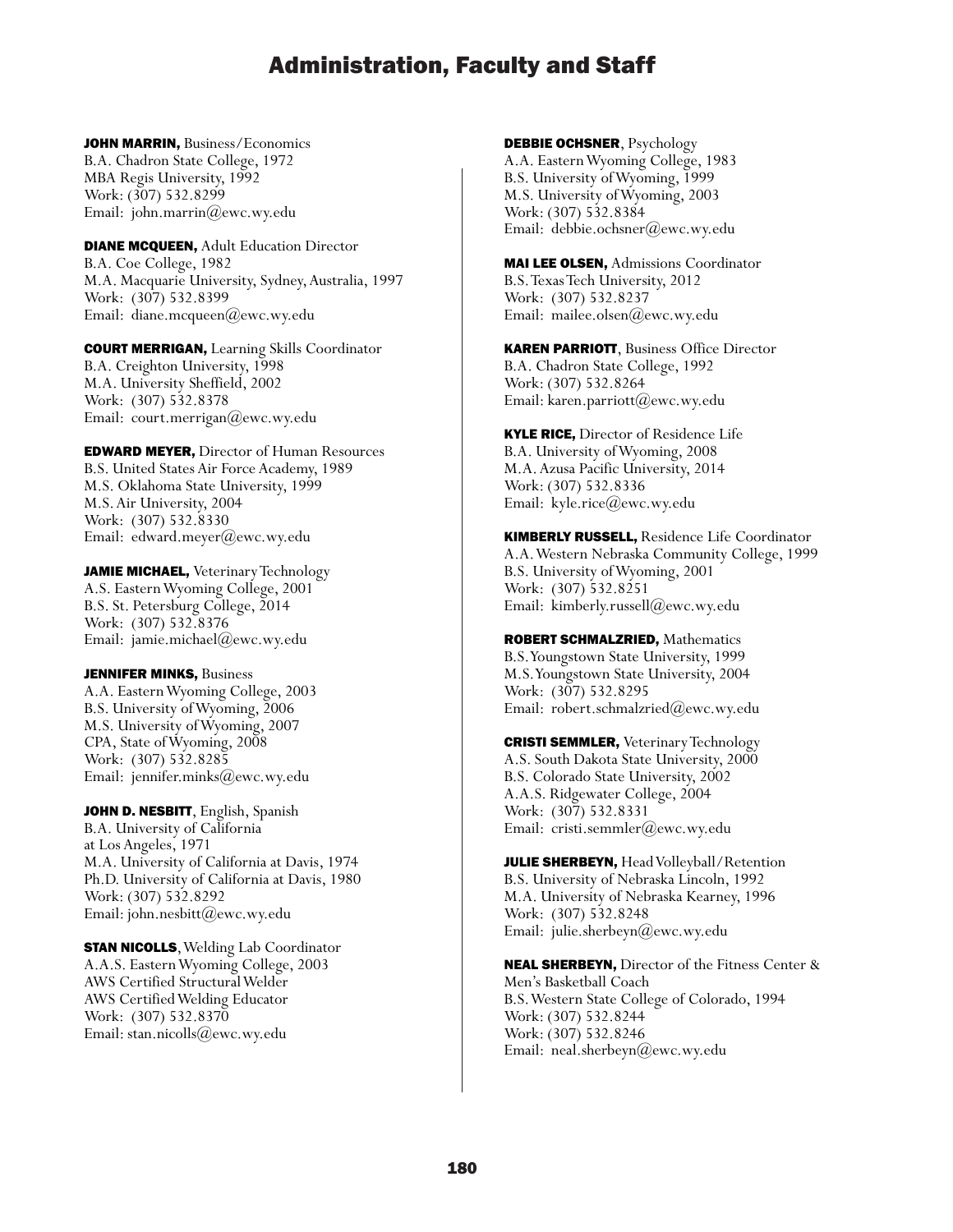# Administration, Faculty and Staff

**JOHN MARRIN,** Business/Economics
B.A. Chadron State College, 1972
MBA Regis University, 1992
Work: (307) 532.8299
Email: john.marrin@ewc.wy.edu

**DIANE MCQUEEN,** Adult Education Director
B.A. Coe College, 1982
M.A. Macquarie University, Sydney, Australia, 1997
Work: (307) 532.8399
Email: diane.mcqueen@ewc.wy.edu

**COURT MERRIGAN,** Learning Skills Coordinator
B.A. Creighton University, 1998
M.A. University Sheffield, 2002
Work: (307) 532.8378
Email: court.merrigan@ewc.wy.edu

**EDWARD MEYER,** Director of Human Resources
B.S. United States Air Force Academy, 1989
M.S. Oklahoma State University, 1999
M.S. Air University, 2004
Work: (307) 532.8330
Email: edward.meyer@ewc.wy.edu

**JAMIE MICHAEL,** Veterinary Technology
A.S. Eastern Wyoming College, 2001
B.S. St. Petersburg College, 2014
Work: (307) 532.8376
Email: jamie.michael@ewc.wy.edu

**JENNIFER MINKS,** Business
A.A. Eastern Wyoming College, 2003
B.S. University of Wyoming, 2006
M.S. University of Wyoming, 2007
CPA, State of Wyoming, 2008
Work: (307) 532.8285
Email: jennifer.minks@ewc.wy.edu

**JOHN D. NESBITT**, English, Spanish
B.A. University of California
at Los Angeles, 1971
M.A. University of California at Davis, 1974
Ph.D. University of California at Davis, 1980
Work: (307) 532.8292
Email: john.nesbitt@ewc.wy.edu

**STAN NICOLLS**, Welding Lab Coordinator
A.A.S. Eastern Wyoming College, 2003
AWS Certified Structural Welder
AWS Certified Welding Educator
Work: (307) 532.8370
Email: stan.nicolls@ewc.wy.edu

**DEBBIE OCHSNER**, Psychology
A.A. Eastern Wyoming College, 1983
B.S. University of Wyoming, 1999
M.S. University of Wyoming, 2003
Work: (307) 532.8384
Email: debbie.ochsner@ewc.wy.edu

**MAI LEE OLSEN,** Admissions Coordinator
B.S. Texas Tech University, 2012
Work: (307) 532.8237
Email: mailee.olsen@ewc.wy.edu

**KAREN PARRIOTT**, Business Office Director
B.A. Chadron State College, 1992
Work: (307) 532.8264
Email: karen.parriott@ewc.wy.edu

**KYLE RICE,** Director of Residence Life
B.A. University of Wyoming, 2008
M.A. Azusa Pacific University, 2014
Work: (307) 532.8336
Email: kyle.rice@ewc.wy.edu

**KIMBERLY RUSSELL,** Residence Life Coordinator
A.A. Western Nebraska Community College, 1999
B.S. University of Wyoming, 2001
Work: (307) 532.8251
Email: kimberly.russell@ewc.wy.edu

**ROBERT SCHMALZRIED,** Mathematics
B.S. Youngstown State University, 1999
M.S. Youngstown State University, 2004
Work: (307) 532.8295
Email: robert.schmalzried@ewc.wy.edu

**CRISTI SEMMLER,** Veterinary Technology
A.S. South Dakota State University, 2000
B.S. Colorado State University, 2002
A.A.S. Ridgewater College, 2004
Work: (307) 532.8331
Email: cristi.semmler@ewc.wy.edu

**JULIE SHERBEYN,** Head Volleyball/Retention
B.S. University of Nebraska Lincoln, 1992
M.A. University of Nebraska Kearney, 1996
Work: (307) 532.8248
Email: julie.sherbeyn@ewc.wy.edu

**NEAL SHERBEYN,** Director of the Fitness Center & Men's Basketball Coach
B.S. Western State College of Colorado, 1994
Work: (307) 532.8244
Work: (307) 532.8246
Email: neal.sherbeyn@ewc.wy.edu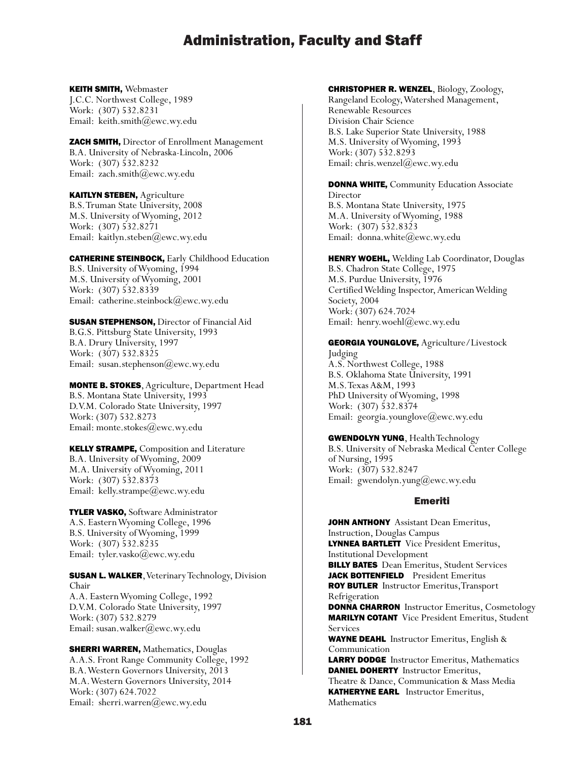# Administration, Faculty and Staff

**KEITH SMITH,** Webmaster
J.C.C. Northwest College, 1989
Work: (307) 532.8231
Email: keith.smith@ewc.wy.edu

**ZACH SMITH,** Director of Enrollment Management
B.A. University of Nebraska-Lincoln, 2006
Work: (307) 532.8232
Email: zach.smith@ewc.wy.edu

**KAITLYN STEBEN,** Agriculture
B.S. Truman State University, 2008
M.S. University of Wyoming, 2012
Work: (307) 532.8271
Email: kaitlyn.steben@ewc.wy.edu

**CATHERINE STEINBOCK,** Early Childhood Education
B.S. University of Wyoming, 1994
M.S. University of Wyoming, 2001
Work: (307) 532.8339
Email: catherine.steinbock@ewc.wy.edu

**SUSAN STEPHENSON,** Director of Financial Aid
B.G.S. Pittsburg State University, 1993
B.A. Drury University, 1997
Work: (307) 532.8325
Email: susan.stephenson@ewc.wy.edu

**MONTE B. STOKES**, Agriculture, Department Head
B.S. Montana State University, 1993
D.V.M. Colorado State University, 1997
Work: (307) 532.8273
Email: monte.stokes@ewc.wy.edu

**KELLY STRAMPE,** Composition and Literature
B.A. University of Wyoming, 2009
M.A. University of Wyoming, 2011
Work: (307) 532.8373
Email: kelly.strampe@ewc.wy.edu

**TYLER VASKO,** Software Administrator
A.S. Eastern Wyoming College, 1996
B.S. University of Wyoming, 1999
Work: (307) 532.8235
Email: tyler.vasko@ewc.wy.edu

**SUSAN L. WALKER**, Veterinary Technology, Division Chair
A.A. Eastern Wyoming College, 1992
D.V.M. Colorado State University, 1997
Work: (307) 532.8279
Email: susan.walker@ewc.wy.edu

**SHERRI WARREN,** Mathematics, Douglas
A.A.S. Front Range Community College, 1992
B.A. Western Governors University, 2013
M.A. Western Governors University, 2014
Work: (307) 624.7022
Email: sherri.warren@ewc.wy.edu

**CHRISTOPHER R. WENZEL**, Biology, Zoology, Rangeland Ecology, Watershed Management, Renewable Resources
Division Chair Science
B.S. Lake Superior State University, 1988
M.S. University of Wyoming, 1993
Work: (307) 532.8293
Email: chris.wenzel@ewc.wy.edu

**DONNA WHITE,** Community Education Associate Director
B.S. Montana State University, 1975
M.A. University of Wyoming, 1988
Work: (307) 532.8323
Email: donna.white@ewc.wy.edu

**HENRY WOEHL,** Welding Lab Coordinator, Douglas
B.S. Chadron State College, 1975
M.S. Purdue University, 1976
Certified Welding Inspector, American Welding Society, 2004
Work: (307) 624.7024
Email: henry.woehl@ewc.wy.edu

**GEORGIA YOUNGLOVE,** Agriculture/Livestock Judging
A.S. Northwest College, 1988
B.S. Oklahoma State University, 1991
M.S. Texas A&M, 1993
PhD University of Wyoming, 1998
Work: (307) 532.8374
Email: georgia.younglove@ewc.wy.edu

**GWENDOLYN YUNG**, Health Technology
B.S. University of Nebraska Medical Center College of Nursing, 1995
Work: (307) 532.8247
Email: gwendolyn.yung@ewc.wy.edu

## Emeriti

**JOHN ANTHONY** Assistant Dean Emeritus, Instruction, Douglas Campus
**LYNNEA BARTLETT** Vice President Emeritus, Institutional Development
**BILLY BATES** Dean Emeritus, Student Services
**JACK BOTTENFIELD** President Emeritus
**ROY BUTLER** Instructor Emeritus, Transport Refrigeration
**DONNA CHARRON** Instructor Emeritus, Cosmetology
**MARILYN COTANT** Vice President Emeritus, Student Services
**WAYNE DEAHL** Instructor Emeritus, English & Communication
**LARRY DODGE** Instructor Emeritus, Mathematics
**DANIEL DOHERTY** Instructor Emeritus, Theatre & Dance, Communication & Mass Media
**KATHERYNE EARL** Instructor Emeritus, Mathematics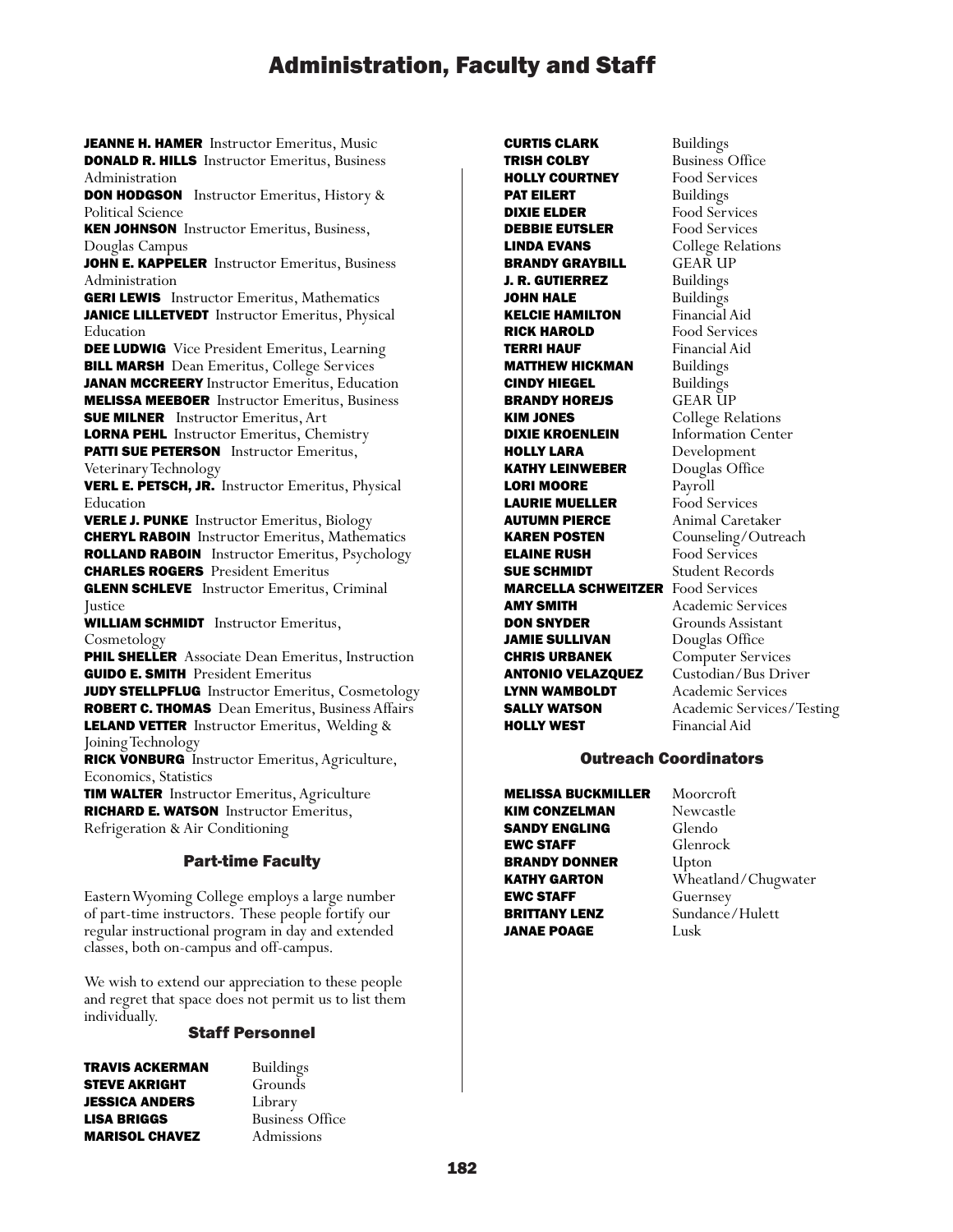# Administration, Faculty and Staff

**JEANNE H. HAMER** Instructor Emeritus, Music
**DONALD R. HILLS** Instructor Emeritus, Business Administration
**DON HODGSON** Instructor Emeritus, History & Political Science
**KEN JOHNSON** Instructor Emeritus, Business, Douglas Campus
**JOHN E. KAPPELER** Instructor Emeritus, Business Administration
**GERI LEWIS** Instructor Emeritus, Mathematics
**JANICE LILLETVEDT** Instructor Emeritus, Physical Education
**DEE LUDWIG** Vice President Emeritus, Learning
**BILL MARSH** Dean Emeritus, College Services
**JANAN MCCREERY** Instructor Emeritus, Education
**MELISSA MEEBOER** Instructor Emeritus, Business
**SUE MILNER** Instructor Emeritus, Art
**LORNA PEHL** Instructor Emeritus, Chemistry
**PATTI SUE PETERSON** Instructor Emeritus, Veterinary Technology
**VERL E. PETSCH, JR.** Instructor Emeritus, Physical Education
**VERLE J. PUNKE** Instructor Emeritus, Biology
**CHERYL RABOIN** Instructor Emeritus, Mathematics
**ROLLAND RABOIN** Instructor Emeritus, Psychology
**CHARLES ROGERS** President Emeritus
**GLENN SCHLEVE** Instructor Emeritus, Criminal Justice
**WILLIAM SCHMIDT** Instructor Emeritus, Cosmetology
**PHIL SHELLER** Associate Dean Emeritus, Instruction
**GUIDO E. SMITH** President Emeritus
**JUDY STELLPFLUG** Instructor Emeritus, Cosmetology
**ROBERT C. THOMAS** Dean Emeritus, Business Affairs
**LELAND VETTER** Instructor Emeritus, Welding & Joining Technology
**RICK VONBURG** Instructor Emeritus, Agriculture, Economics, Statistics
**TIM WALTER** Instructor Emeritus, Agriculture
**RICHARD E. WATSON** Instructor Emeritus, Refrigeration & Air Conditioning

## Part-time Faculty

Eastern Wyoming College employs a large number of part-time instructors. These people fortify our regular instructional program in day and extended classes, both on-campus and off-campus.

We wish to extend our appreciation to these people and regret that space does not permit us to list them individually.

## Staff Personnel

| | |
|---|---|
| **TRAVIS ACKERMAN** | Buildings |
| **STEVE AKRIGHT** | Grounds |
| **JESSICA ANDERS** | Library |
| **LISA BRIGGS** | Business Office |
| **MARISOL CHAVEZ** | Admissions |
| **CURTIS CLARK** | Buildings |
| **TRISH COLBY** | Business Office |
| **HOLLY COURTNEY** | Food Services |
| **PAT EILERT** | Buildings |
| **DIXIE ELDER** | Food Services |
| **DEBBIE EUTSLER** | Food Services |
| **LINDA EVANS** | College Relations |
| **BRANDY GRAYBILL** | GEAR UP |
| **J. R. GUTIERREZ** | Buildings |
| **JOHN HALE** | Buildings |
| **KELCIE HAMILTON** | Financial Aid |
| **RICK HAROLD** | Food Services |
| **TERRI HAUF** | Financial Aid |
| **MATTHEW HICKMAN** | Buildings |
| **CINDY HIEGEL** | Buildings |
| **BRANDY HOREJS** | GEAR UP |
| **KIM JONES** | College Relations |
| **DIXIE KROENLEIN** | Information Center |
| **HOLLY LARA** | Development |
| **KATHY LEINWEBER** | Douglas Office |
| **LORI MOORE** | Payroll |
| **LAURIE MUELLER** | Food Services |
| **AUTUMN PIERCE** | Animal Caretaker |
| **KAREN POSTEN** | Counseling/Outreach |
| **ELAINE RUSH** | Food Services |
| **SUE SCHMIDT** | Student Records |
| **MARCELLA SCHWEITZER** | Food Services |
| **AMY SMITH** | Academic Services |
| **DON SNYDER** | Grounds Assistant |
| **JAMIE SULLIVAN** | Douglas Office |
| **CHRIS URBANEK** | Computer Services |
| **ANTONIO VELAZQUEZ** | Custodian/Bus Driver |
| **LYNN WAMBOLDT** | Academic Services |
| **SALLY WATSON** | Academic Services/Testing |
| **HOLLY WEST** | Financial Aid |

## Outreach Coordinators

| | |
|---|---|
| **MELISSA BUCKMILLER** | Moorcroft |
| **KIM CONZELMAN** | Newcastle |
| **SANDY ENGLING** | Glendo |
| **EWC STAFF** | Glenrock |
| **BRANDY DONNER** | Upton |
| **KATHY GARTON** | Wheatland/Chugwater |
| **EWC STAFF** | Guernsey |
| **BRITTANY LENZ** | Sundance/Hulett |
| **JANAE POAGE** | Lusk |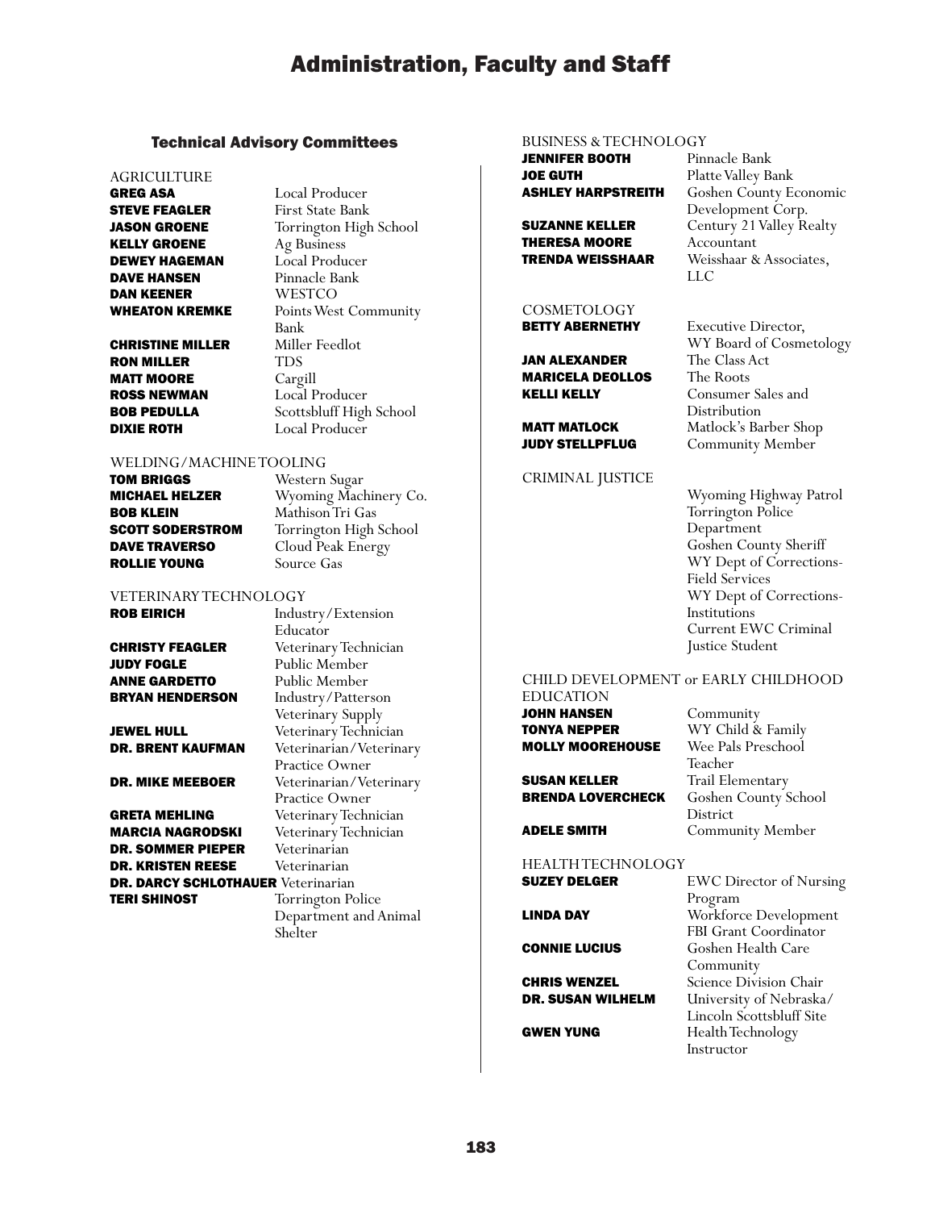# Administration, Faculty and Staff

## Technical Advisory Committees

### AGRICULTURE

**GREG ASA** Local Producer
**STEVE FEAGLER** First State Bank
**JASON GROENE** Torrington High School
**KELLY GROENE** Ag Business
**DEWEY HAGEMAN** Local Producer
**DAVE HANSEN** Pinnacle Bank
**DAN KEENER** WESTCO
**WHEATON KREMKE** Points West Community Bank
**CHRISTINE MILLER** Miller Feedlot
**RON MILLER** TDS
**MATT MOORE** Cargill
**ROSS NEWMAN** Local Producer
**BOB PEDULLA** Scottsbluff High School
**DIXIE ROTH** Local Producer

### WELDING/MACHINE TOOLING

**TOM BRIGGS** Western Sugar
**MICHAEL HELZER** Wyoming Machinery Co.
**BOB KLEIN** Mathison Tri Gas
**SCOTT SODERSTROM** Torrington High School
**DAVE TRAVERSO** Cloud Peak Energy
**ROLLIE YOUNG** Source Gas

### VETERINARY TECHNOLOGY

**ROB EIRICH** Industry/Extension Educator
**CHRISTY FEAGLER** Veterinary Technician
**JUDY FOGLE** Public Member
**ANNE GARDETTO** Public Member
**BRYAN HENDERSON** Industry/Patterson Veterinary Supply
**JEWEL HULL** Veterinary Technician
**DR. BRENT KAUFMAN** Veterinarian/Veterinary Practice Owner
**DR. MIKE MEEBOER** Veterinarian/Veterinary Practice Owner
**GRETA MEHLING** Veterinary Technician
**MARCIA NAGRODSKI** Veterinary Technician
**DR. SOMMER PIEPER** Veterinarian
**DR. KRISTEN REESE** Veterinarian
**DR. DARCY SCHLOTHAUER** Veterinarian
**TERI SHINOST** Torrington Police Department and Animal Shelter

### BUSINESS & TECHNOLOGY

**JENNIFER BOOTH** Pinnacle Bank
**JOE GUTH** Platte Valley Bank
**ASHLEY HARPSTREITH** Goshen County Economic Development Corp.
**SUZANNE KELLER** Century 21 Valley Realty
**THERESA MOORE** Accountant
**TRENDA WEISSHAAR** Weisshaar & Associates, LLC

### COSMETOLOGY

**BETTY ABERNETHY** Executive Director, WY Board of Cosmetology
**JAN ALEXANDER** The Class Act
**MARICELA DEOLLOS** The Roots
**KELLI KELLY** Consumer Sales and Distribution
**MATT MATLOCK** Matlock's Barber Shop
**JUDY STELLPFLUG** Community Member

### CRIMINAL JUSTICE

Wyoming Highway Patrol
Torrington Police Department
Goshen County Sheriff
WY Dept of Corrections-Field Services
WY Dept of Corrections-Institutions
Current EWC Criminal Justice Student

### CHILD DEVELOPMENT or EARLY CHILDHOOD EDUCATION

**JOHN HANSEN** Community
**TONYA NEPPER** WY Child & Family
**MOLLY MOOREHOUSE** Wee Pals Preschool Teacher
**SUSAN KELLER** Trail Elementary
**BRENDA LOVERCHECK** Goshen County School District
**ADELE SMITH** Community Member

### HEALTH TECHNOLOGY

**SUZEY DELGER** EWC Director of Nursing Program
**LINDA DAY** Workforce Development FBI Grant Coordinator
**CONNIE LUCIUS** Goshen Health Care Community
**CHRIS WENZEL** Science Division Chair
**DR. SUSAN WILHELM** University of Nebraska/Lincoln Scottsbluff Site
**GWEN YUNG** Health Technology Instructor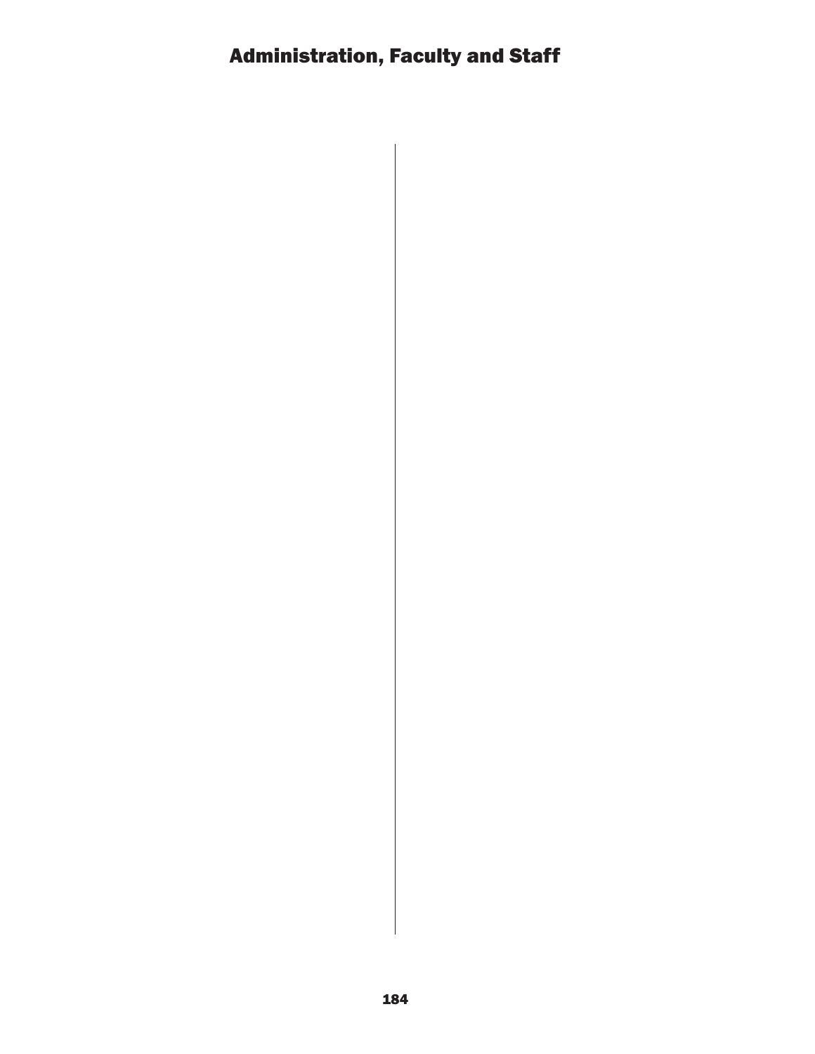# Administration, Faculty and Staff